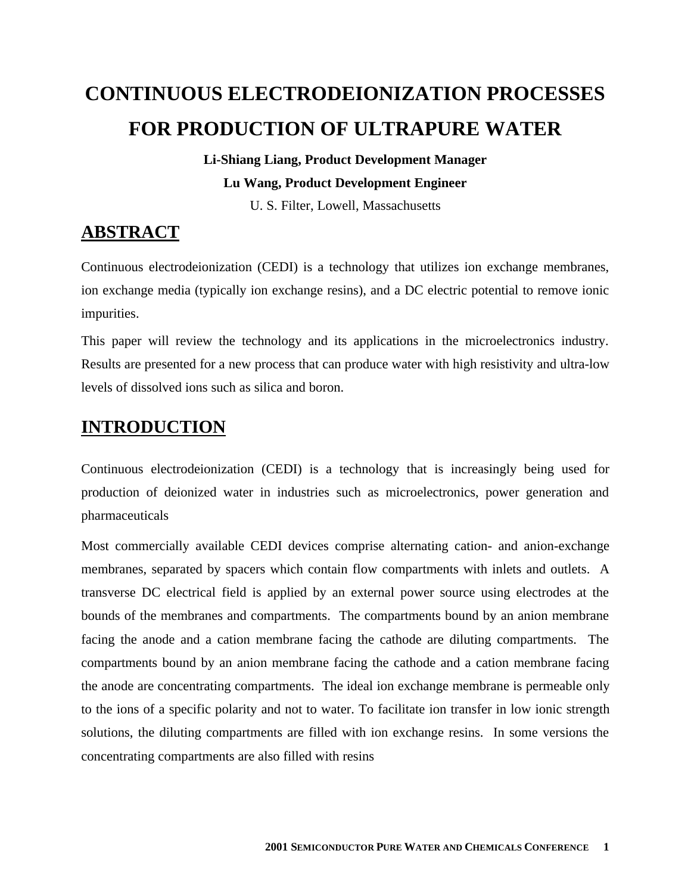# CONTINUOUS ELECTRODEIONIZATION PROCESSES FOR PRODUCTION OF ULTRAPURE WATER

**Li-Shiang Liang, Product Development Manager**

**Lu Wang, Product Development Engineer**

U. S. Filter, Lowell, Massachusetts

## ABSTRACT

Continuous electrodeionization (CEDI) is a technology that utilizes ion exchange membranes, ion exchange media (typically ion exchange resins), and a DC electric potential to remove ionic impurities.

This paper will review the technology and its applications in the microelectronics industry. Results are presented for a new process that can produce water with high resistivity and ultra-low levels of dissolved ions such as silica and boron.

## INTRODUCTION

Continuous electrodeionization (CEDI) is a technology that is increasingly being used for production of deionized water in industries such as microelectronics, power generation and pharmaceuticals

Most commercially available CEDI devices comprise alternating cation- and anion-exchange membranes, separated by spacers which contain flow compartments with inlets and outlets. A transverse DC electrical field is applied by an external power source using electrodes at the bounds of the membranes and compartments. The compartments bound by an anion membrane facing the anode and a cation membrane facing the cathode are diluting compartments. The compartments bound by an anion membrane facing the cathode and a cation membrane facing the anode are concentrating compartments. The ideal ion exchange membrane is permeable only to the ions of a specific polarity and not to water. To facilitate ion transfer in low ionic strength solutions, the diluting compartments are filled with ion exchange resins. In some versions the concentrating compartments are also filled with resins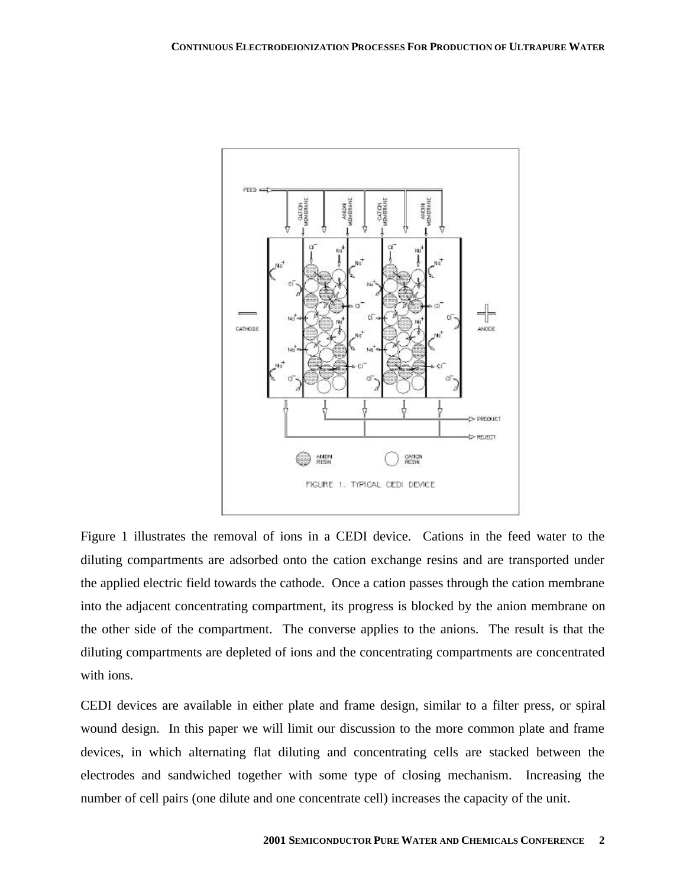FIGURE 1. TYPICAL CEDI DEVICE

Figure 1 illustrates the removal of ions in a CEDI device. Cations in the feed water to the diluting compartments are adsorbed onto the cation exchange resins and are transported under the applied electric field towards the cathode. Once a cation passes through the cation membrane into the adjacent concentrating compartment, its progress is blocked by the anion membrane on the other side of the compartment. The converse applies to the anions. The result is that the diluting compartments are depleted of ions and the concentrating compartments are concentrated with ions.

CEDI devices are available in either plate and frame design, similar to a filter press, or spiral wound design. In this paper we will limit our discussion to the more common plate and frame devices, in which alternating flat diluting and concentrating cells are stacked between the electrodes and sandwiched together with some type of closing mechanism. Increasing the number of cell pairs (one dilute and one concentrate cell) increases the capacity of the unit.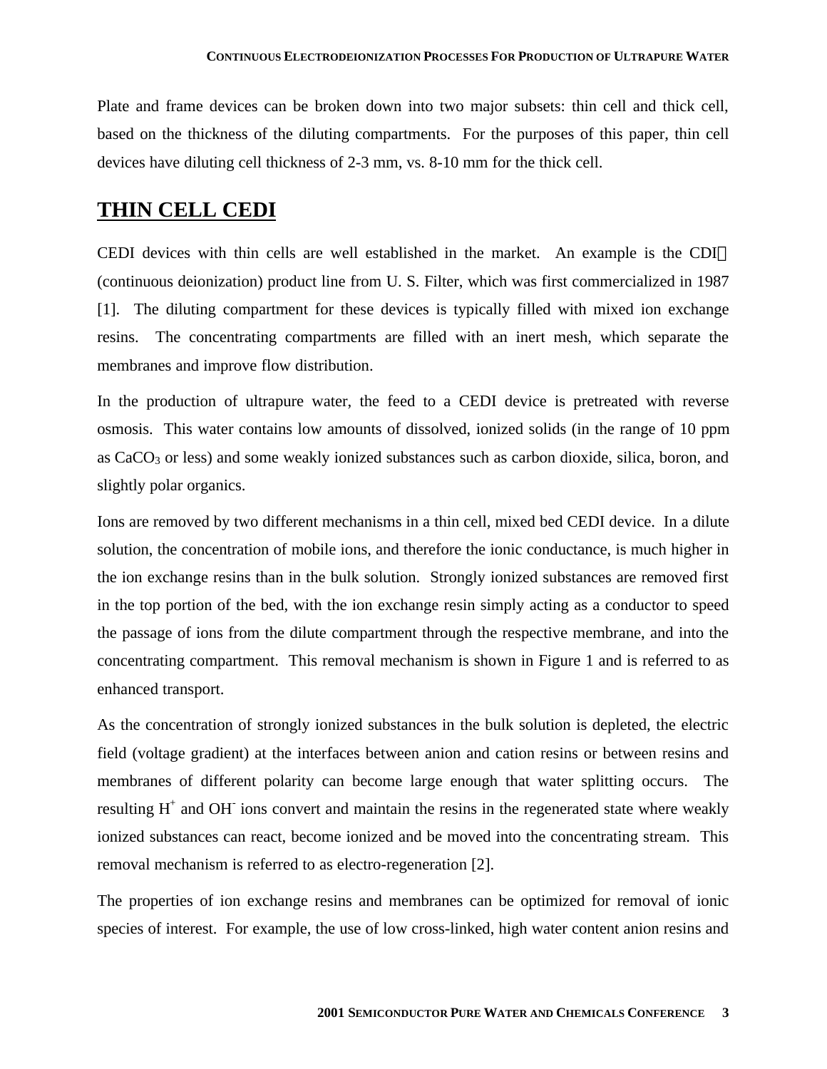Plate and frame devices can be broken down into two major subsets: thin cell and thick cell, based on the thickness of the diluting compartments. For the purposes of this paper, thin cell devices have diluting cell thickness of 2-3 mm, vs. 8-10 mm for the thick cell.

## THIN CELL CEDI

CEDI devices with thin cells are well established in the market. An example is the CDI (continuous deionization) product line from U. S. Filter, which was first commercialized in 1987 [1]. The diluting compartment for these devices is typically filled with mixed ion exchange resins. The concentrating compartments are filled with an inert mesh, which separate the membranes and improve flow distribution.

In the production of ultrapure water, the feed to a CEDI device is pretreated with reverse osmosis. This water contains low amounts of dissolved, ionized solids (in the range of 10 ppm as $CaCO_3$ or less) and some weakly ionized substances such as carbon dioxide, silica, boron, and slightly polar organics.

Ions are removed by two different mechanisms in a thin cell, mixed bed CEDI device. In a dilute solution, the concentration of mobile ions, and therefore the ionic conductance, is much higher in the ion exchange resins than in the bulk solution. Strongly ionized substances are removed first in the top portion of the bed, with the ion exchange resin simply acting as a conductor to speed the passage of ions from the dilute compartment through the respective membrane, and into the concentrating compartment. This removal mechanism is shown in Figure 1 and is referred to as enhanced transport.

As the concentration of strongly ionized substances in the bulk solution is depleted, the electric field (voltage gradient) at the interfaces between anion and cation resins or between resins and membranes of different polarity can become large enough that water splitting occurs. The resulting $H^+$ and $OH^-$ ions convert and maintain the resins in the regenerated state where weakly ionized substances can react, become ionized and be moved into the concentrating stream. This removal mechanism is referred to as electro-regeneration [2].

The properties of ion exchange resins and membranes can be optimized for removal of ionic species of interest. For example, the use of low cross-linked, high water content anion resins and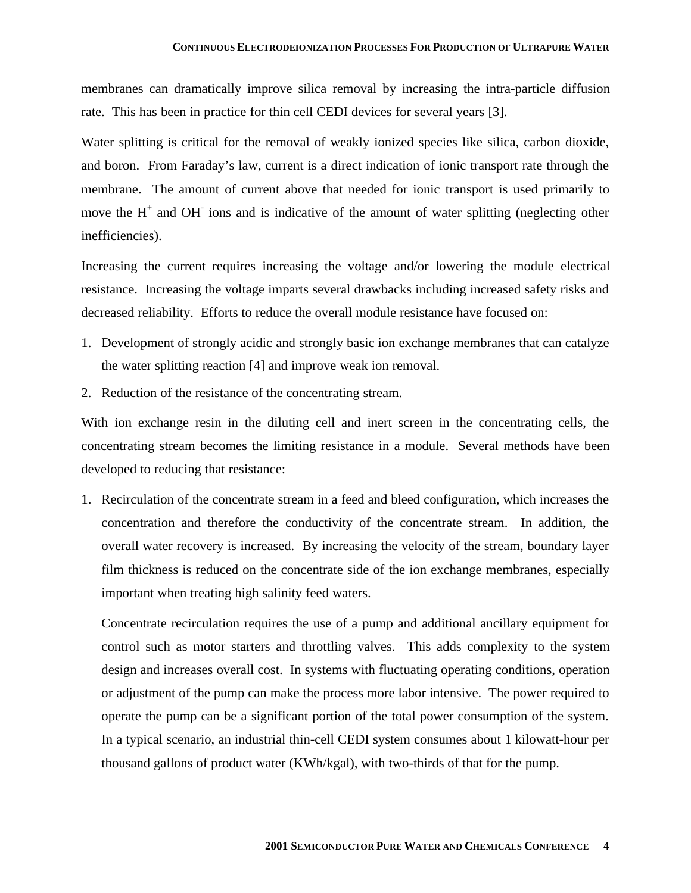membranes can dramatically improve silica removal by increasing the intra-particle diffusion rate. This has been in practice for thin cell CEDI devices for several years [3].

Water splitting is critical for the removal of weakly ionized species like silica, carbon dioxide, and boron. From Faraday's law, current is a direct indication of ionic transport rate through the membrane. The amount of current above that needed for ionic transport is used primarily to move the $H^+$ and $OH^-$ ions and is indicative of the amount of water splitting (neglecting other inefficiencies).

Increasing the current requires increasing the voltage and/or lowering the module electrical resistance. Increasing the voltage imparts several drawbacks including increased safety risks and decreased reliability. Efforts to reduce the overall module resistance have focused on:

1. Development of strongly acidic and strongly basic ion exchange membranes that can catalyze the water splitting reaction [4] and improve weak ion removal.
2. Reduction of the resistance of the concentrating stream.

With ion exchange resin in the diluting cell and inert screen in the concentrating cells, the concentrating stream becomes the limiting resistance in a module. Several methods have been developed to reducing that resistance:

1. Recirculation of the concentrate stream in a feed and bleed configuration, which increases the concentration and therefore the conductivity of the concentrate stream. In addition, the overall water recovery is increased. By increasing the velocity of the stream, boundary layer film thickness is reduced on the concentrate side of the ion exchange membranes, especially important when treating high salinity feed waters.

   Concentrate recirculation requires the use of a pump and additional ancillary equipment for control such as motor starters and throttling valves. This adds complexity to the system design and increases overall cost. In systems with fluctuating operating conditions, operation or adjustment of the pump can make the process more labor intensive. The power required to operate the pump can be a significant portion of the total power consumption of the system. In a typical scenario, an industrial thin-cell CEDI system consumes about 1 kilowatt-hour per thousand gallons of product water (KWh/kgal), with two-thirds of that for the pump.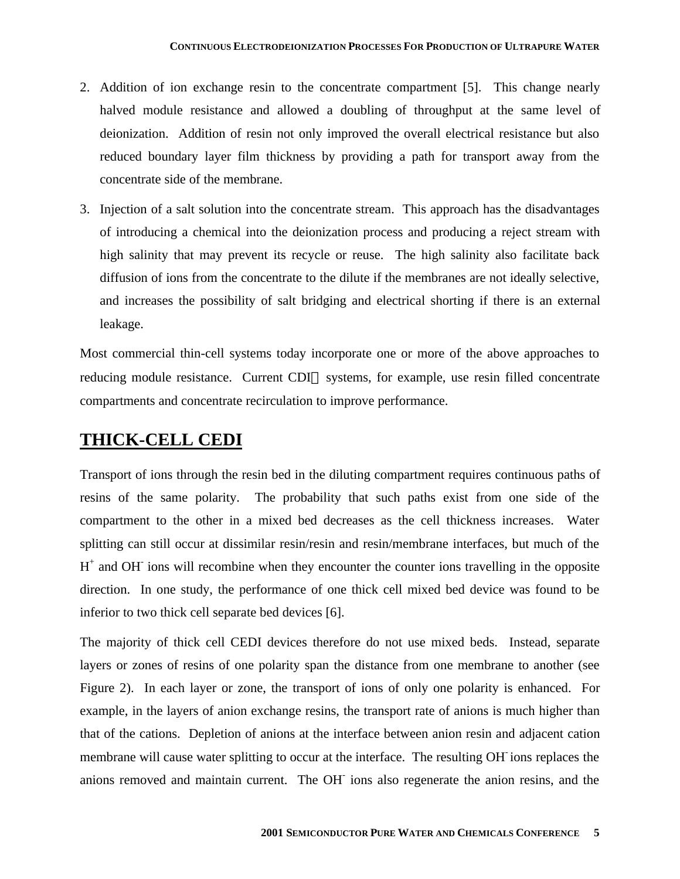2. Addition of ion exchange resin to the concentrate compartment [5]. This change nearly halved module resistance and allowed a doubling of throughput at the same level of deionization. Addition of resin not only improved the overall electrical resistance but also reduced boundary layer film thickness by providing a path for transport away from the concentrate side of the membrane.

3. Injection of a salt solution into the concentrate stream. This approach has the disadvantages of introducing a chemical into the deionization process and producing a reject stream with high salinity that may prevent its recycle or reuse. The high salinity also facilitate back diffusion of ions from the concentrate to the dilute if the membranes are not ideally selective, and increases the possibility of salt bridging and electrical shorting if there is an external leakage.

Most commercial thin-cell systems today incorporate one or more of the above approaches to reducing module resistance. Current CDI systems, for example, use resin filled concentrate compartments and concentrate recirculation to improve performance.

## THICK-CELL CEDI

Transport of ions through the resin bed in the diluting compartment requires continuous paths of resins of the same polarity. The probability that such paths exist from one side of the compartment to the other in a mixed bed decreases as the cell thickness increases. Water splitting can still occur at dissimilar resin/resin and resin/membrane interfaces, but much of the $H^+$ and $OH^-$ ions will recombine when they encounter the counter ions travelling in the opposite direction. In one study, the performance of one thick cell mixed bed device was found to be inferior to two thick cell separate bed devices [6].

The majority of thick cell CEDI devices therefore do not use mixed beds. Instead, separate layers or zones of resins of one polarity span the distance from one membrane to another (see Figure 2). In each layer or zone, the transport of ions of only one polarity is enhanced. For example, in the layers of anion exchange resins, the transport rate of anions is much higher than that of the cations. Depletion of anions at the interface between anion resin and adjacent cation membrane will cause water splitting to occur at the interface. The resulting $OH^-$ ions replaces the anions removed and maintain current. The $OH^-$ ions also regenerate the anion resins, and the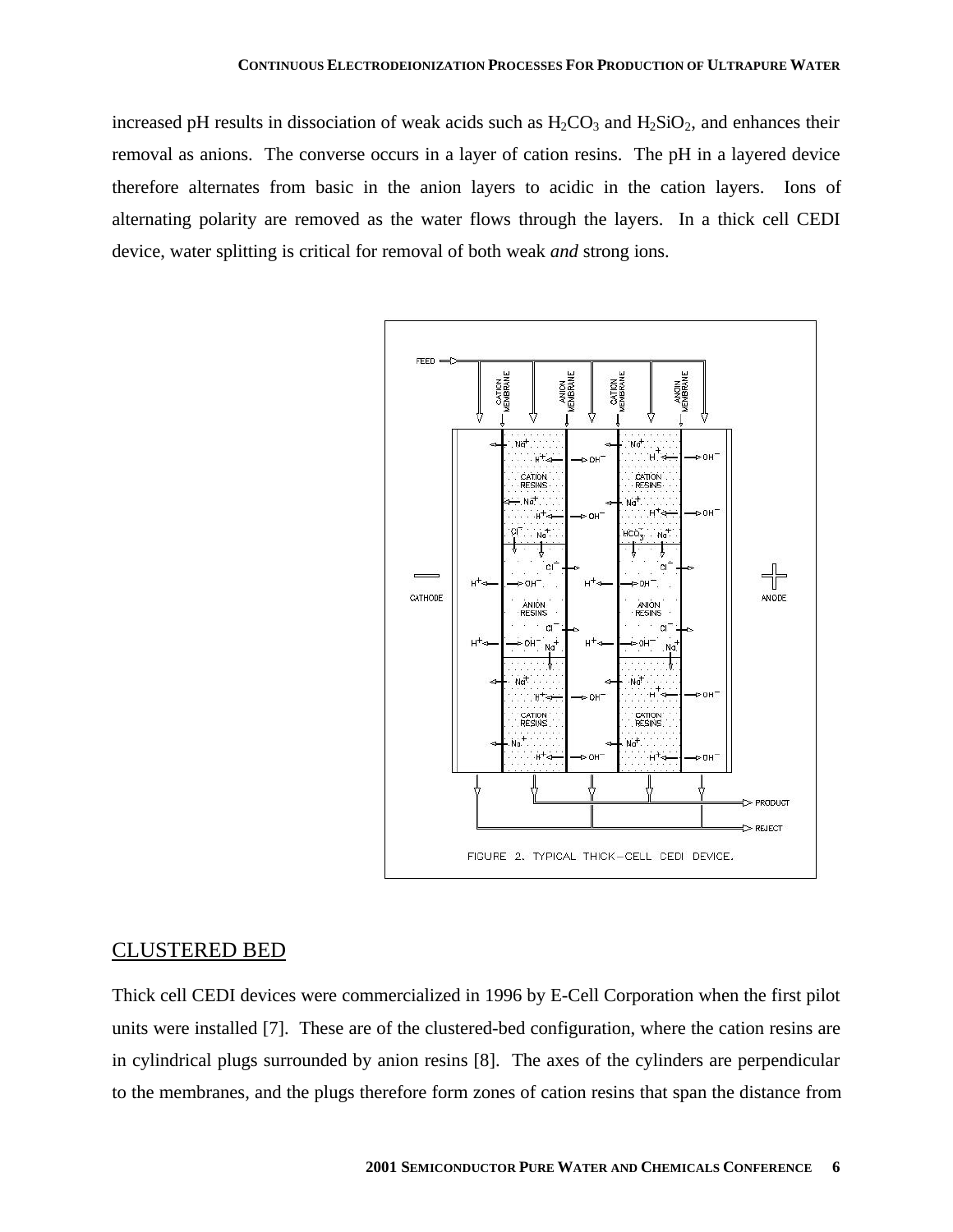increased pH results in dissociation of weak acids such as $H_2CO_3$ and $H_2SiO_2$, and enhances their removal as anions. The converse occurs in a layer of cation resins. The pH in a layered device therefore alternates from basic in the anion layers to acidic in the cation layers. Ions of alternating polarity are removed as the water flows through the layers. In a thick cell CEDI device, water splitting is critical for removal of both weak *and* strong ions.

FIGURE 2. TYPICAL THICK–CELL CEDI DEVICE.

## CLUSTERED BED

Thick cell CEDI devices were commercialized in 1996 by E-Cell Corporation when the first pilot units were installed [7]. These are of the clustered-bed configuration, where the cation resins are in cylindrical plugs surrounded by anion resins [8]. The axes of the cylinders are perpendicular to the membranes, and the plugs therefore form zones of cation resins that span the distance from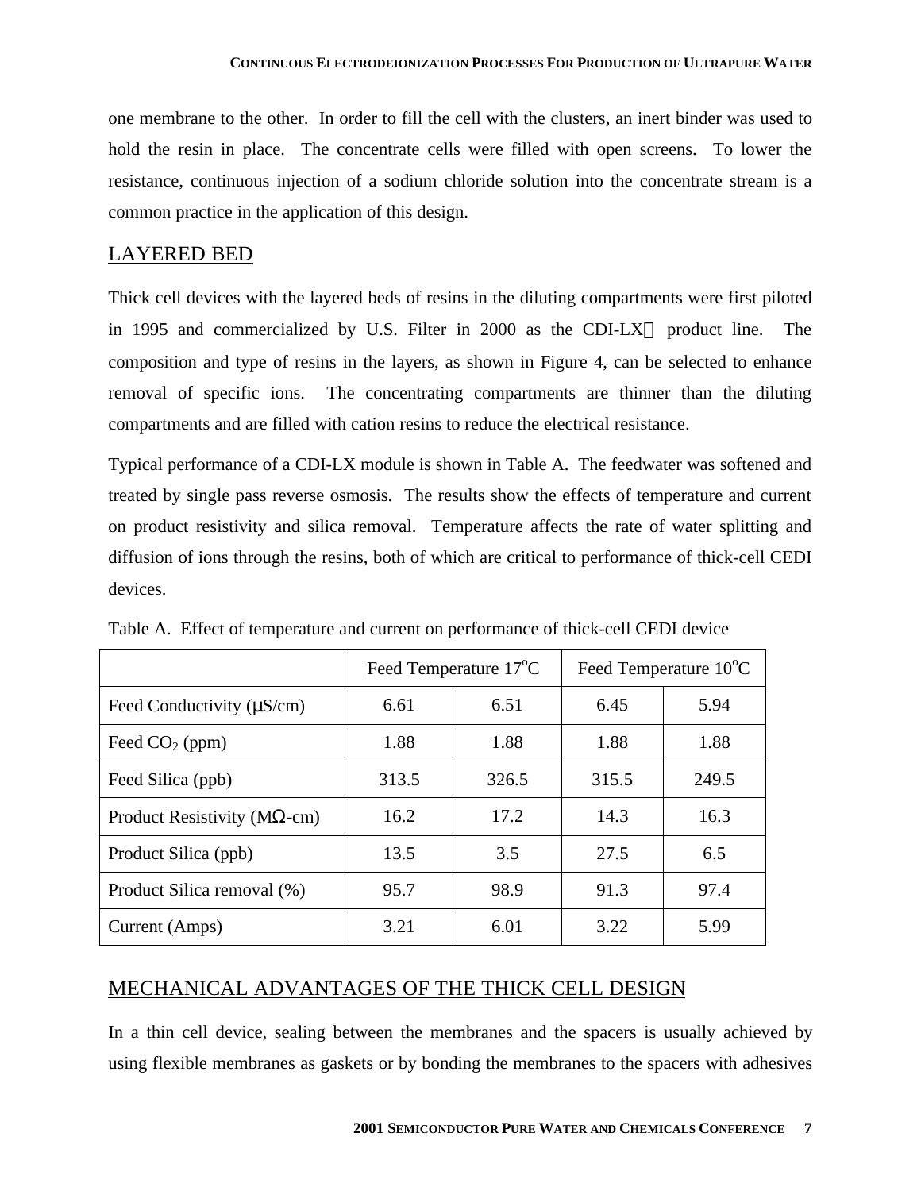one membrane to the other. In order to fill the cell with the clusters, an inert binder was used to hold the resin in place. The concentrate cells were filled with open screens. To lower the resistance, continuous injection of a sodium chloride solution into the concentrate stream is a common practice in the application of this design.

## LAYERED BED

Thick cell devices with the layered beds of resins in the diluting compartments were first piloted in 1995 and commercialized by U.S. Filter in 2000 as the CDI-LX product line. The composition and type of resins in the layers, as shown in Figure 4, can be selected to enhance removal of specific ions. The concentrating compartments are thinner than the diluting compartments and are filled with cation resins to reduce the electrical resistance.

Typical performance of a CDI-LX module is shown in Table A. The feedwater was softened and treated by single pass reverse osmosis. The results show the effects of temperature and current on product resistivity and silica removal. Temperature affects the rate of water splitting and diffusion of ions through the resins, both of which are critical to performance of thick-cell CEDI devices.

Table A. Effect of temperature and current on performance of thick-cell CEDI device

| | Feed Temperature 17°C | | Feed Temperature 10°C | |
|---|---|---|---|---|
| Feed Conductivity (μS/cm) | 6.61 | 6.51 | 6.45 | 5.94 |
| Feed $CO_2$ (ppm) | 1.88 | 1.88 | 1.88 | 1.88 |
| Feed Silica (ppb) | 313.5 | 326.5 | 315.5 | 249.5 |
| Product Resistivity (MΩ-cm) | 16.2 | 17.2 | 14.3 | 16.3 |
| Product Silica (ppb) | 13.5 | 3.5 | 27.5 | 6.5 |
| Product Silica removal (%) | 95.7 | 98.9 | 91.3 | 97.4 |
| Current (Amps) | 3.21 | 6.01 | 3.22 | 5.99 |

## MECHANICAL ADVANTAGES OF THE THICK CELL DESIGN

In a thin cell device, sealing between the membranes and the spacers is usually achieved by using flexible membranes as gaskets or by bonding the membranes to the spacers with adhesives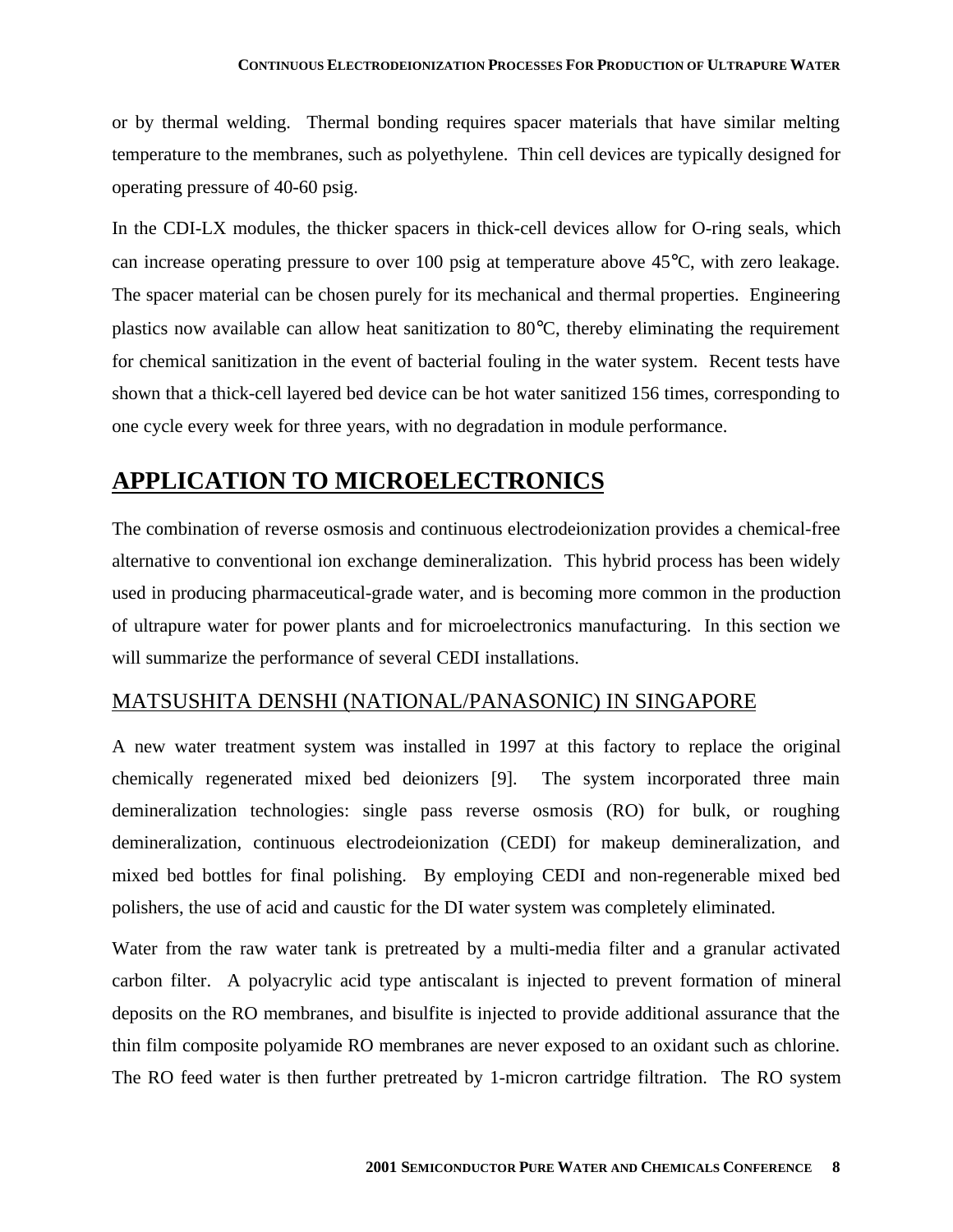or by thermal welding. Thermal bonding requires spacer materials that have similar melting temperature to the membranes, such as polyethylene. Thin cell devices are typically designed for operating pressure of 40-60 psig.

In the CDI-LX modules, the thicker spacers in thick-cell devices allow for O-ring seals, which can increase operating pressure to over 100 psig at temperature above 45°C, with zero leakage. The spacer material can be chosen purely for its mechanical and thermal properties. Engineering plastics now available can allow heat sanitization to 80°C, thereby eliminating the requirement for chemical sanitization in the event of bacterial fouling in the water system. Recent tests have shown that a thick-cell layered bed device can be hot water sanitized 156 times, corresponding to one cycle every week for three years, with no degradation in module performance.

# APPLICATION TO MICROELECTRONICS

The combination of reverse osmosis and continuous electrodeionization provides a chemical-free alternative to conventional ion exchange demineralization. This hybrid process has been widely used in producing pharmaceutical-grade water, and is becoming more common in the production of ultrapure water for power plants and for microelectronics manufacturing. In this section we will summarize the performance of several CEDI installations.

## MATSUSHITA DENSHI (NATIONAL/PANASONIC) IN SINGAPORE

A new water treatment system was installed in 1997 at this factory to replace the original chemically regenerated mixed bed deionizers [9]. The system incorporated three main demineralization technologies: single pass reverse osmosis (RO) for bulk, or roughing demineralization, continuous electrodeionization (CEDI) for makeup demineralization, and mixed bed bottles for final polishing. By employing CEDI and non-regenerable mixed bed polishers, the use of acid and caustic for the DI water system was completely eliminated.

Water from the raw water tank is pretreated by a multi-media filter and a granular activated carbon filter. A polyacrylic acid type antiscalant is injected to prevent formation of mineral deposits on the RO membranes, and bisulfite is injected to provide additional assurance that the thin film composite polyamide RO membranes are never exposed to an oxidant such as chlorine. The RO feed water is then further pretreated by 1-micron cartridge filtration. The RO system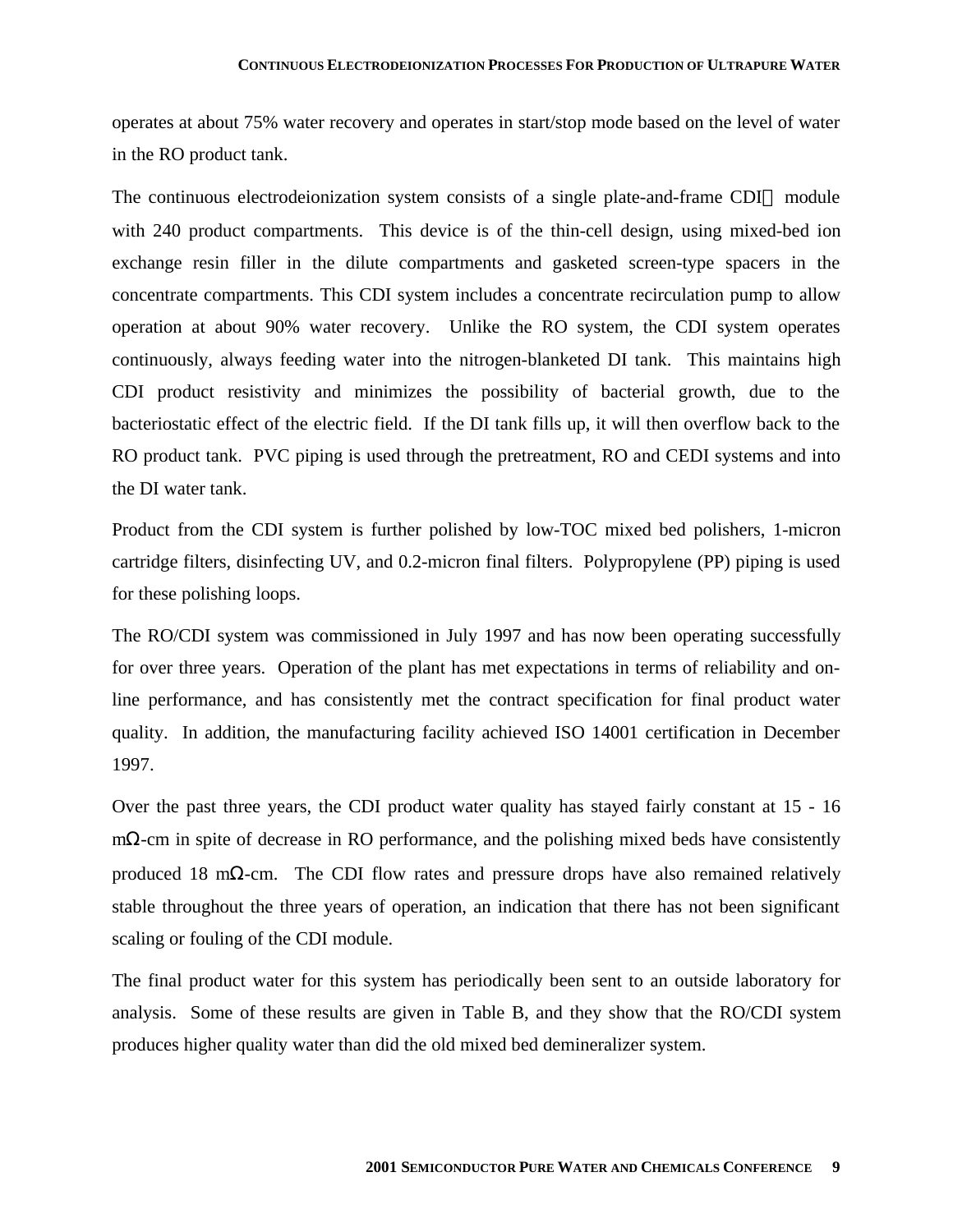operates at about 75% water recovery and operates in start/stop mode based on the level of water in the RO product tank.

The continuous electrodeionization system consists of a single plate-and-frame CDI module with 240 product compartments. This device is of the thin-cell design, using mixed-bed ion exchange resin filler in the dilute compartments and gasketed screen-type spacers in the concentrate compartments. This CDI system includes a concentrate recirculation pump to allow operation at about 90% water recovery. Unlike the RO system, the CDI system operates continuously, always feeding water into the nitrogen-blanketed DI tank. This maintains high CDI product resistivity and minimizes the possibility of bacterial growth, due to the bacteriostatic effect of the electric field. If the DI tank fills up, it will then overflow back to the RO product tank. PVC piping is used through the pretreatment, RO and CEDI systems and into the DI water tank.

Product from the CDI system is further polished by low-TOC mixed bed polishers, 1-micron cartridge filters, disinfecting UV, and 0.2-micron final filters. Polypropylene (PP) piping is used for these polishing loops.

The RO/CDI system was commissioned in July 1997 and has now been operating successfully for over three years. Operation of the plant has met expectations in terms of reliability and on-line performance, and has consistently met the contract specification for final product water quality. In addition, the manufacturing facility achieved ISO 14001 certification in December 1997.

Over the past three years, the CDI product water quality has stayed fairly constant at 15 - 16 mΩ-cm in spite of decrease in RO performance, and the polishing mixed beds have consistently produced 18 mΩ-cm. The CDI flow rates and pressure drops have also remained relatively stable throughout the three years of operation, an indication that there has not been significant scaling or fouling of the CDI module.

The final product water for this system has periodically been sent to an outside laboratory for analysis. Some of these results are given in Table B, and they show that the RO/CDI system produces higher quality water than did the old mixed bed demineralizer system.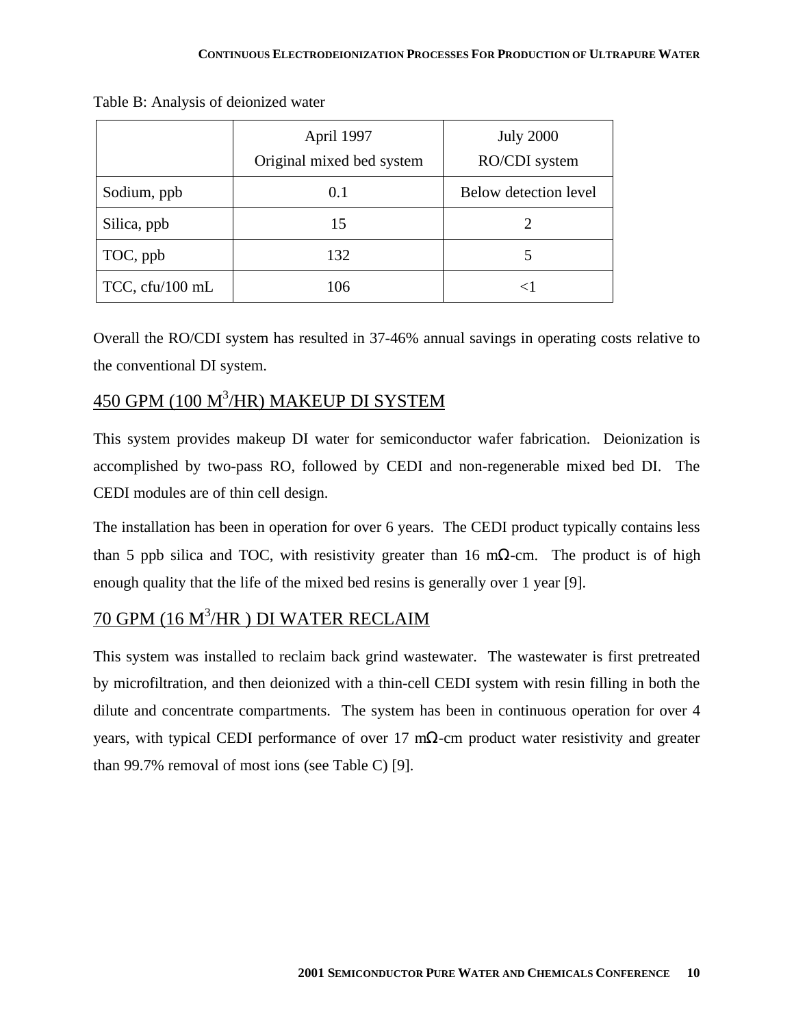Table B: Analysis of deionized water

| | April 1997<br>Original mixed bed system | July 2000<br>RO/CDI system |
|---|---|---|
| Sodium, ppb | 0.1 | Below detection level |
| Silica, ppb | 15 | 2 |
| TOC, ppb | 132 | 5 |
| TCC, cfu/100 mL | 106 | <1 |

Overall the RO/CDI system has resulted in 37-46% annual savings in operating costs relative to the conventional DI system.

## 450 GPM (100 $M^3$/HR) MAKEUP DI SYSTEM

This system provides makeup DI water for semiconductor wafer fabrication. Deionization is accomplished by two-pass RO, followed by CEDI and non-regenerable mixed bed DI. The CEDI modules are of thin cell design.

The installation has been in operation for over 6 years. The CEDI product typically contains less than 5 ppb silica and TOC, with resistivity greater than 16 mΩ-cm. The product is of high enough quality that the life of the mixed bed resins is generally over 1 year [9].

## 70 GPM (16 $M^3$/HR ) DI WATER RECLAIM

This system was installed to reclaim back grind wastewater. The wastewater is first pretreated by microfiltration, and then deionized with a thin-cell CEDI system with resin filling in both the dilute and concentrate compartments. The system has been in continuous operation for over 4 years, with typical CEDI performance of over 17 mΩ-cm product water resistivity and greater than 99.7% removal of most ions (see Table C) [9].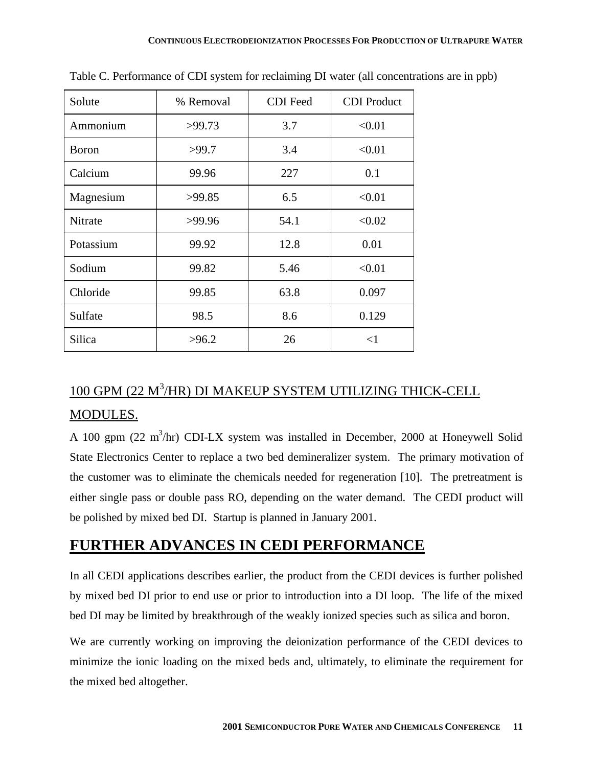Table C. Performance of CDI system for reclaiming DI water (all concentrations are in ppb)

| Solute | % Removal | CDI Feed | CDI Product |
|---|---|---|---|
| Ammonium | >99.73 | 3.7 | <0.01 |
| Boron | >99.7 | 3.4 | <0.01 |
| Calcium | 99.96 | 227 | 0.1 |
| Magnesium | >99.85 | 6.5 | <0.01 |
| Nitrate | >99.96 | 54.1 | <0.02 |
| Potassium | 99.92 | 12.8 | 0.01 |
| Sodium | 99.82 | 5.46 | <0.01 |
| Chloride | 99.85 | 63.8 | 0.097 |
| Sulfate | 98.5 | 8.6 | 0.129 |
| Silica | >96.2 | 26 | <1 |

### 100 GPM (22 M$^3$/HR) DI MAKEUP SYSTEM UTILIZING THICK-CELL MODULES.

A 100 gpm (22 m$^3$/hr) CDI-LX system was installed in December, 2000 at Honeywell Solid State Electronics Center to replace a two bed demineralizer system. The primary motivation of the customer was to eliminate the chemicals needed for regeneration [10]. The pretreatment is either single pass or double pass RO, depending on the water demand. The CEDI product will be polished by mixed bed DI. Startup is planned in January 2001.

## FURTHER ADVANCES IN CEDI PERFORMANCE

In all CEDI applications describes earlier, the product from the CEDI devices is further polished by mixed bed DI prior to end use or prior to introduction into a DI loop. The life of the mixed bed DI may be limited by breakthrough of the weakly ionized species such as silica and boron.

We are currently working on improving the deionization performance of the CEDI devices to minimize the ionic loading on the mixed beds and, ultimately, to eliminate the requirement for the mixed bed altogether.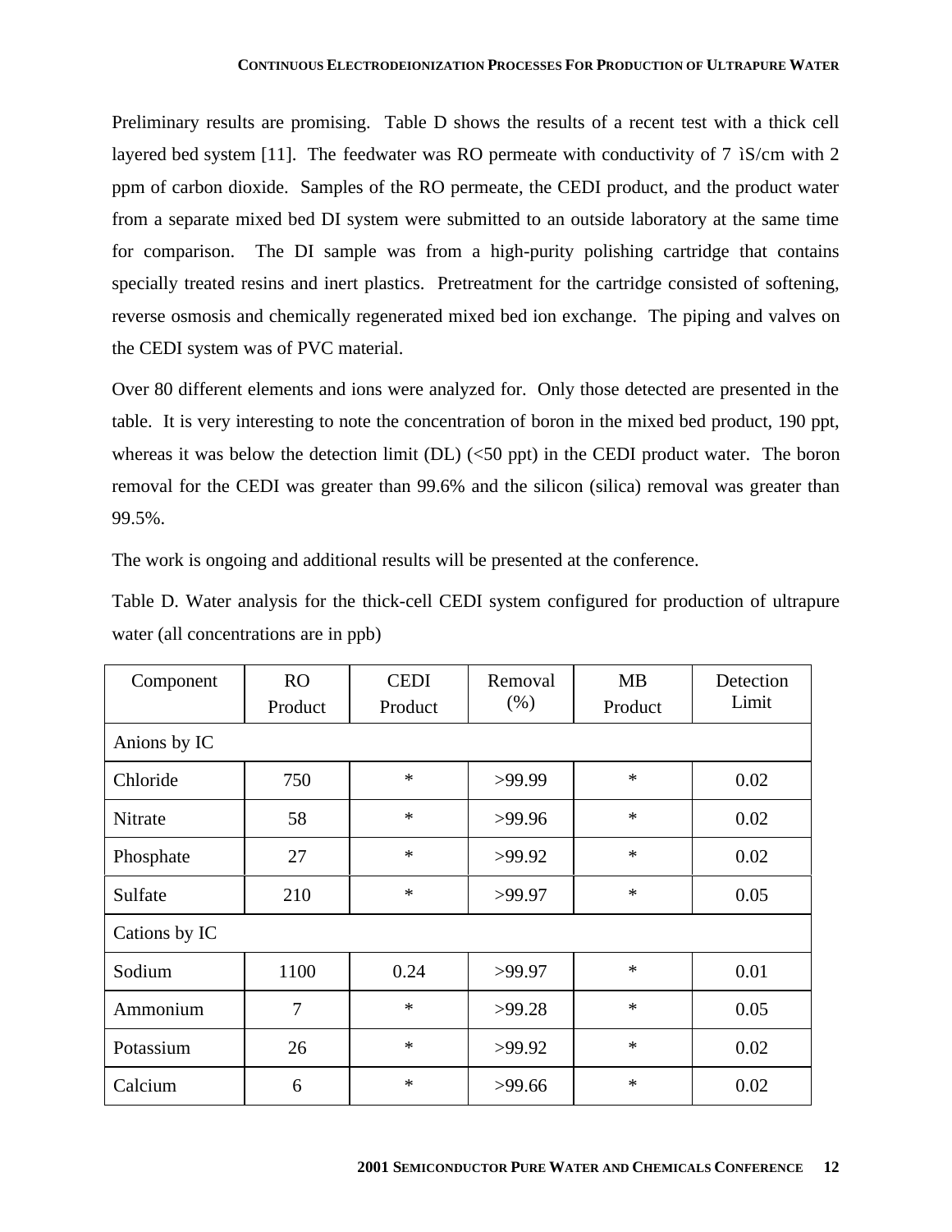Preliminary results are promising. Table D shows the results of a recent test with a thick cell layered bed system [11]. The feedwater was RO permeate with conductivity of 7 ìS/cm with 2 ppm of carbon dioxide. Samples of the RO permeate, the CEDI product, and the product water from a separate mixed bed DI system were submitted to an outside laboratory at the same time for comparison. The DI sample was from a high-purity polishing cartridge that contains specially treated resins and inert plastics. Pretreatment for the cartridge consisted of softening, reverse osmosis and chemically regenerated mixed bed ion exchange. The piping and valves on the CEDI system was of PVC material.

Over 80 different elements and ions were analyzed for. Only those detected are presented in the table. It is very interesting to note the concentration of boron in the mixed bed product, 190 ppt, whereas it was below the detection limit (DL) (<50 ppt) in the CEDI product water. The boron removal for the CEDI was greater than 99.6% and the silicon (silica) removal was greater than 99.5%.

The work is ongoing and additional results will be presented at the conference.

Table D. Water analysis for the thick-cell CEDI system configured for production of ultrapure water (all concentrations are in ppb)

| Component | RO Product | CEDI Product | Removal (%) | MB Product | Detection Limit |
|---|---|---|---|---|---|
| Anions by IC | | | | | |
| Chloride | 750 | * | >99.99 | * | 0.02 |
| Nitrate | 58 | * | >99.96 | * | 0.02 |
| Phosphate | 27 | * | >99.92 | * | 0.02 |
| Sulfate | 210 | * | >99.97 | * | 0.05 |
| Cations by IC | | | | | |
| Sodium | 1100 | 0.24 | >99.97 | * | 0.01 |
| Ammonium | 7 | * | >99.28 | * | 0.05 |
| Potassium | 26 | * | >99.92 | * | 0.02 |
| Calcium | 6 | * | >99.66 | * | 0.02 |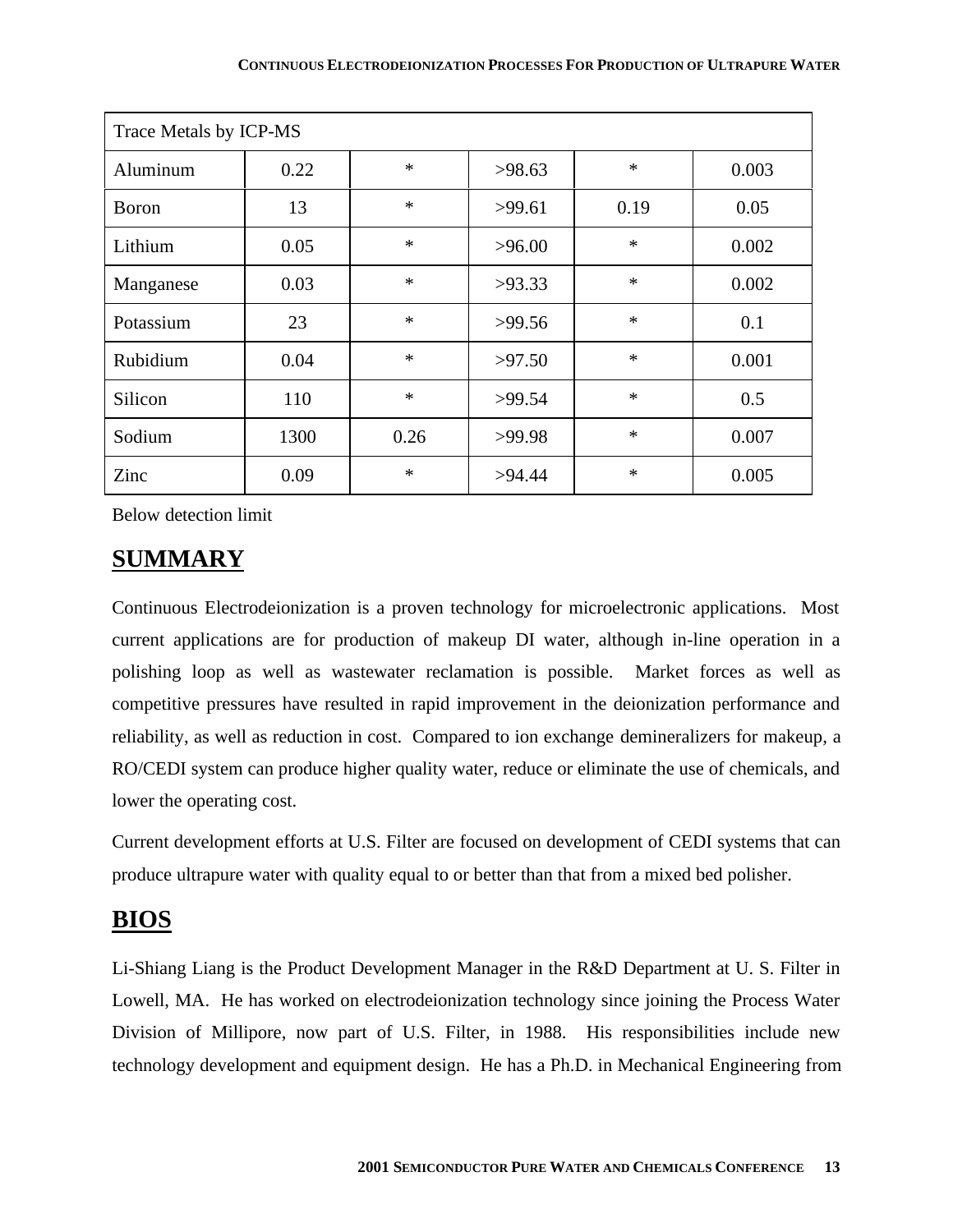| Trace Metals by ICP-MS | | | | | |
|---|---|---|---|---|---|
| Aluminum | 0.22 | * | >98.63 | * | 0.003 |
| Boron | 13 | * | >99.61 | 0.19 | 0.05 |
| Lithium | 0.05 | * | >96.00 | * | 0.002 |
| Manganese | 0.03 | * | >93.33 | * | 0.002 |
| Potassium | 23 | * | >99.56 | * | 0.1 |
| Rubidium | 0.04 | * | >97.50 | * | 0.001 |
| Silicon | 110 | * | >99.54 | * | 0.5 |
| Sodium | 1300 | 0.26 | >99.98 | * | 0.007 |
| Zinc | 0.09 | * | >94.44 | * | 0.005 |

Below detection limit

## SUMMARY

Continuous Electrodeionization is a proven technology for microelectronic applications. Most current applications are for production of makeup DI water, although in-line operation in a polishing loop as well as wastewater reclamation is possible. Market forces as well as competitive pressures have resulted in rapid improvement in the deionization performance and reliability, as well as reduction in cost. Compared to ion exchange demineralizers for makeup, a RO/CEDI system can produce higher quality water, reduce or eliminate the use of chemicals, and lower the operating cost.

Current development efforts at U.S. Filter are focused on development of CEDI systems that can produce ultrapure water with quality equal to or better than that from a mixed bed polisher.

## BIOS

Li-Shiang Liang is the Product Development Manager in the R&D Department at U. S. Filter in Lowell, MA. He has worked on electrodeionization technology since joining the Process Water Division of Millipore, now part of U.S. Filter, in 1988. His responsibilities include new technology development and equipment design. He has a Ph.D. in Mechanical Engineering from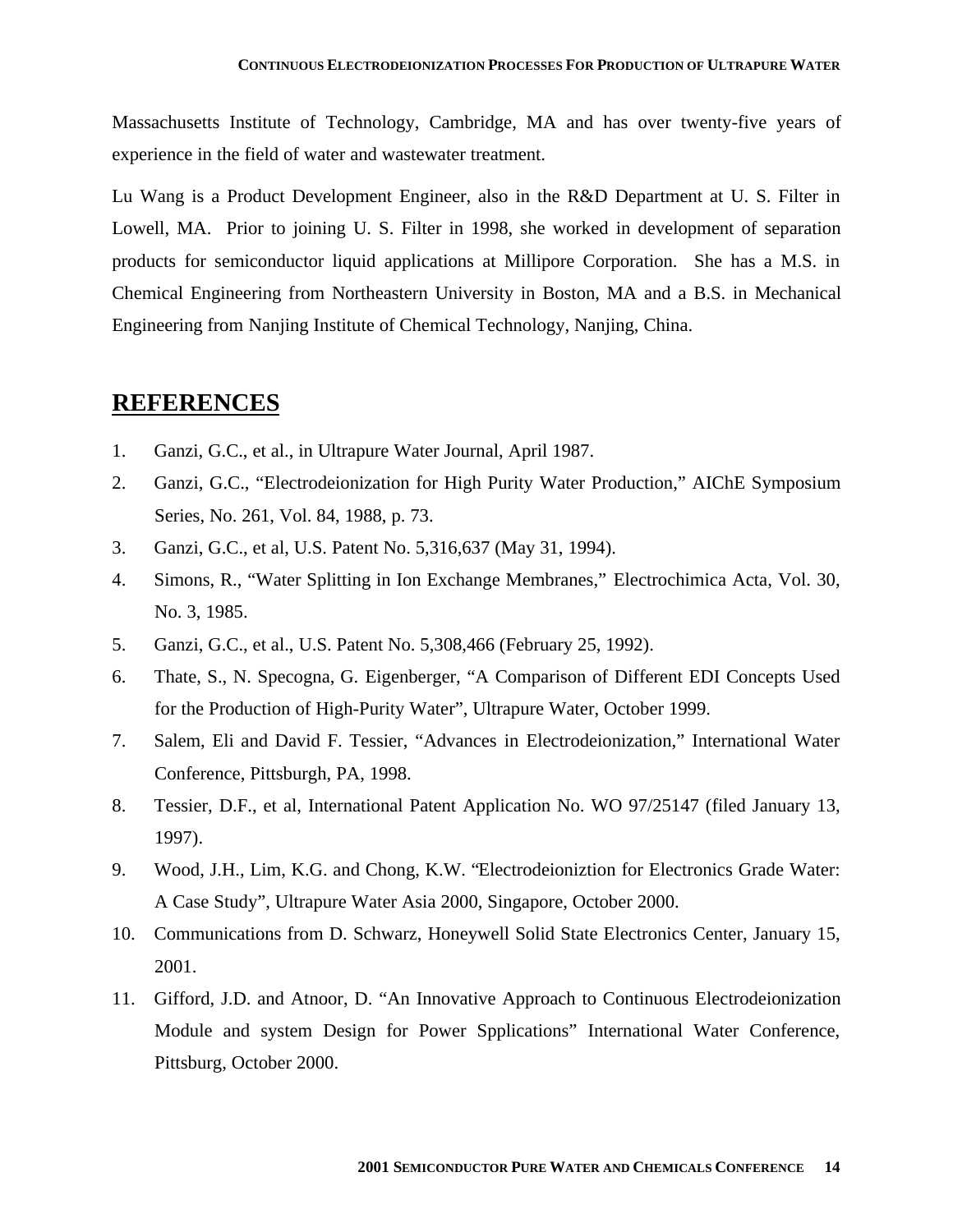Massachusetts Institute of Technology, Cambridge, MA and has over twenty-five years of experience in the field of water and wastewater treatment.

Lu Wang is a Product Development Engineer, also in the R&D Department at U. S. Filter in Lowell, MA. Prior to joining U. S. Filter in 1998, she worked in development of separation products for semiconductor liquid applications at Millipore Corporation. She has a M.S. in Chemical Engineering from Northeastern University in Boston, MA and a B.S. in Mechanical Engineering from Nanjing Institute of Chemical Technology, Nanjing, China.

## REFERENCES

1. Ganzi, G.C., et al., in Ultrapure Water Journal, April 1987.
2. Ganzi, G.C., "Electrodeionization for High Purity Water Production," AIChE Symposium Series, No. 261, Vol. 84, 1988, p. 73.
3. Ganzi, G.C., et al, U.S. Patent No. 5,316,637 (May 31, 1994).
4. Simons, R., "Water Splitting in Ion Exchange Membranes," Electrochimica Acta, Vol. 30, No. 3, 1985.
5. Ganzi, G.C., et al., U.S. Patent No. 5,308,466 (February 25, 1992).
6. Thate, S., N. Specogna, G. Eigenberger, "A Comparison of Different EDI Concepts Used for the Production of High-Purity Water", Ultrapure Water, October 1999.
7. Salem, Eli and David F. Tessier, "Advances in Electrodeionization," International Water Conference, Pittsburgh, PA, 1998.
8. Tessier, D.F., et al, International Patent Application No. WO 97/25147 (filed January 13, 1997).
9. Wood, J.H., Lim, K.G. and Chong, K.W. "Electrodeioniztion for Electronics Grade Water: A Case Study", Ultrapure Water Asia 2000, Singapore, October 2000.
10. Communications from D. Schwarz, Honeywell Solid State Electronics Center, January 15, 2001.
11. Gifford, J.D. and Atnoor, D. "An Innovative Approach to Continuous Electrodeionization Module and system Design for Power Spplications" International Water Conference, Pittsburg, October 2000.